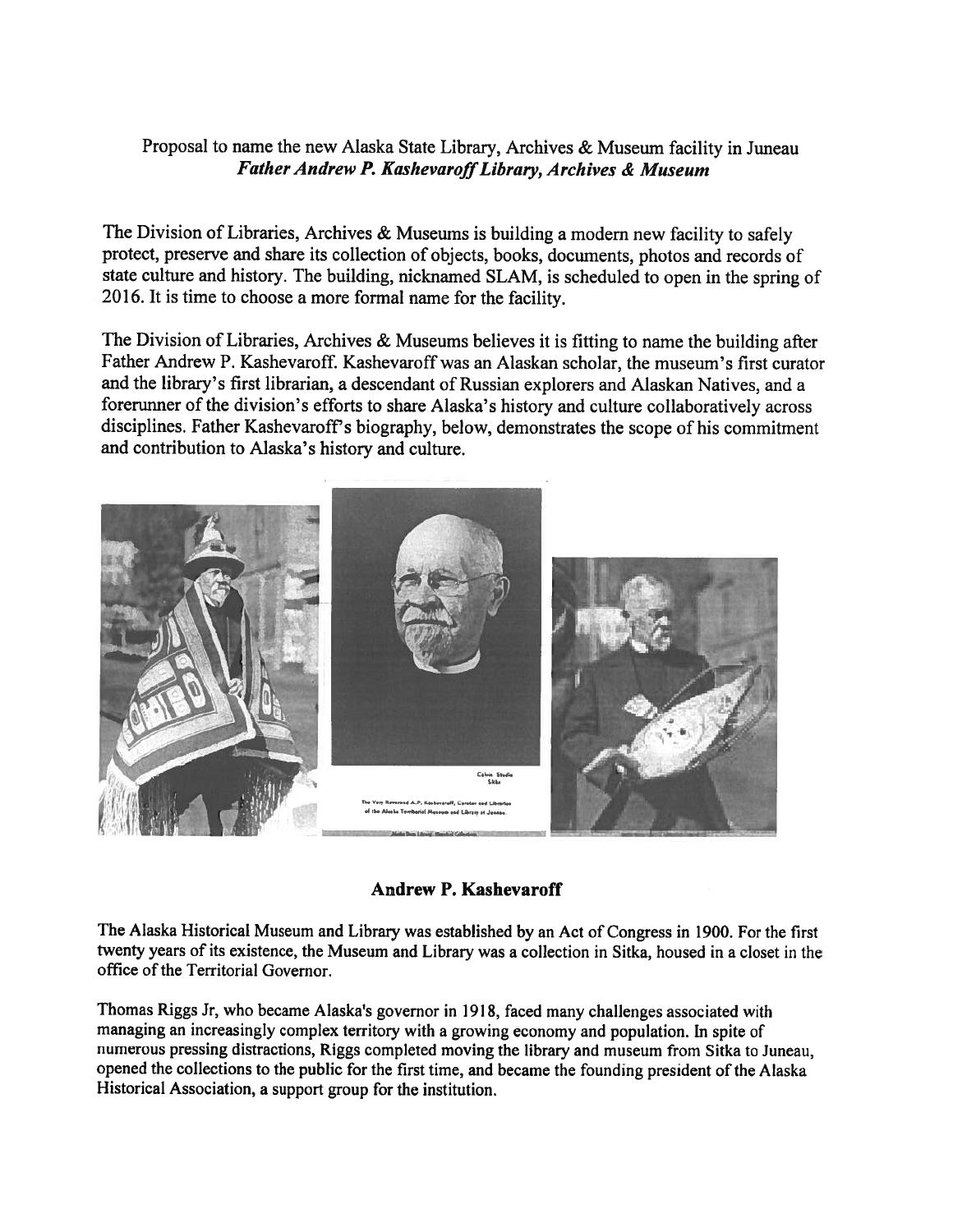Proposal to name the new Alaska State Library, Archives & Museum facility in Juneau
***Father Andrew P. Kashevaroff Library, Archives & Museum***

The Division of Libraries, Archives & Museums is building a modern new facility to safely protect, preserve and share its collection of objects, books, documents, photos and records of state culture and history. The building, nicknamed SLAM, is scheduled to open in the spring of 2016. It is time to choose a more formal name for the facility.

The Division of Libraries, Archives & Museums believes it is fitting to name the building after Father Andrew P. Kashevaroff. Kashevaroff was an Alaskan scholar, the museum's first curator and the library's first librarian, a descendant of Russian explorers and Alaskan Natives, and a forerunner of the division's efforts to share Alaska's history and culture collaboratively across disciplines. Father Kashevaroff's biography, below, demonstrates the scope of his commitment and contribution to Alaska's history and culture.

Calvin Studio
Sitka

The Very Reverend A.P. Kashevaroff, Curator and Librarian of the Alaska Territorial Museum and Library at Juneau.

## Andrew P. Kashevaroff

The Alaska Historical Museum and Library was established by an Act of Congress in 1900. For the first twenty years of its existence, the Museum and Library was a collection in Sitka, housed in a closet in the office of the Territorial Governor.

Thomas Riggs Jr, who became Alaska's governor in 1918, faced many challenges associated with managing an increasingly complex territory with a growing economy and population. In spite of numerous pressing distractions, Riggs completed moving the library and museum from Sitka to Juneau, opened the collections to the public for the first time, and became the founding president of the Alaska Historical Association, a support group for the institution.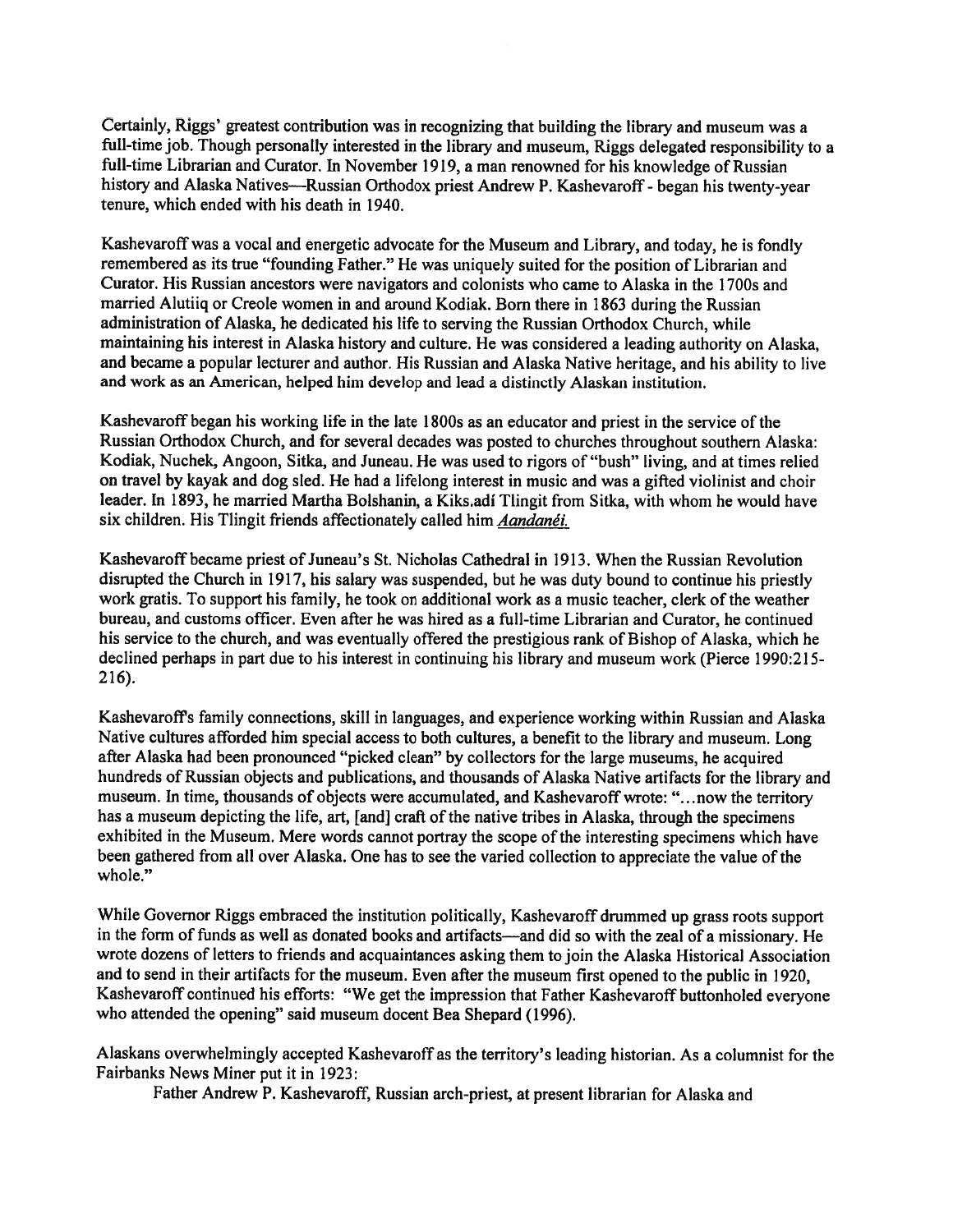Certainly, Riggs' greatest contribution was in recognizing that building the library and museum was a full-time job. Though personally interested in the library and museum, Riggs delegated responsibility to a full-time Librarian and Curator. In November 1919, a man renowned for his knowledge of Russian history and Alaska Natives—Russian Orthodox priest Andrew P. Kashevaroff - began his twenty-year tenure, which ended with his death in 1940.

Kashevaroff was a vocal and energetic advocate for the Museum and Library, and today, he is fondly remembered as its true "founding Father." He was uniquely suited for the position of Librarian and Curator. His Russian ancestors were navigators and colonists who came to Alaska in the 1700s and married Alutiiq or Creole women in and around Kodiak. Born there in 1863 during the Russian administration of Alaska, he dedicated his life to serving the Russian Orthodox Church, while maintaining his interest in Alaska history and culture. He was considered a leading authority on Alaska, and became a popular lecturer and author. His Russian and Alaska Native heritage, and his ability to live and work as an American, helped him develop and lead a distinctly Alaskan institution.

Kashevaroff began his working life in the late 1800s as an educator and priest in the service of the Russian Orthodox Church, and for several decades was posted to churches throughout southern Alaska: Kodiak, Nuchek, Angoon, Sitka, and Juneau. He was used to rigors of "bush" living, and at times relied on travel by kayak and dog sled. He had a lifelong interest in music and was a gifted violinist and choir leader. In 1893, he married Martha Bolshanin, a Kiks.adí Tlingit from Sitka, with whom he would have six children. His Tlingit friends affectionately called him ***Aandanéi.***

Kashevaroff became priest of Juneau's St. Nicholas Cathedral in 1913. When the Russian Revolution disrupted the Church in 1917, his salary was suspended, but he was duty bound to continue his priestly work gratis. To support his family, he took on additional work as a music teacher, clerk of the weather bureau, and customs officer. Even after he was hired as a full-time Librarian and Curator, he continued his service to the church, and was eventually offered the prestigious rank of Bishop of Alaska, which he declined perhaps in part due to his interest in continuing his library and museum work (Pierce 1990:215-216).

Kashevaroff's family connections, skill in languages, and experience working within Russian and Alaska Native cultures afforded him special access to both cultures, a benefit to the library and museum. Long after Alaska had been pronounced "picked clean" by collectors for the large museums, he acquired hundreds of Russian objects and publications, and thousands of Alaska Native artifacts for the library and museum. In time, thousands of objects were accumulated, and Kashevaroff wrote: "...now the territory has a museum depicting the life, art, [and] craft of the native tribes in Alaska, through the specimens exhibited in the Museum. Mere words cannot portray the scope of the interesting specimens which have been gathered from all over Alaska. One has to see the varied collection to appreciate the value of the whole."

While Governor Riggs embraced the institution politically, Kashevaroff drummed up grass roots support in the form of funds as well as donated books and artifacts—and did so with the zeal of a missionary. He wrote dozens of letters to friends and acquaintances asking them to join the Alaska Historical Association and to send in their artifacts for the museum. Even after the museum first opened to the public in 1920, Kashevaroff continued his efforts: "We get the impression that Father Kashevaroff buttonholed everyone who attended the opening" said museum docent Bea Shepard (1996).

Alaskans overwhelmingly accepted Kashevaroff as the territory's leading historian. As a columnist for the Fairbanks News Miner put it in 1923:

> Father Andrew P. Kashevaroff, Russian arch-priest, at present librarian for Alaska and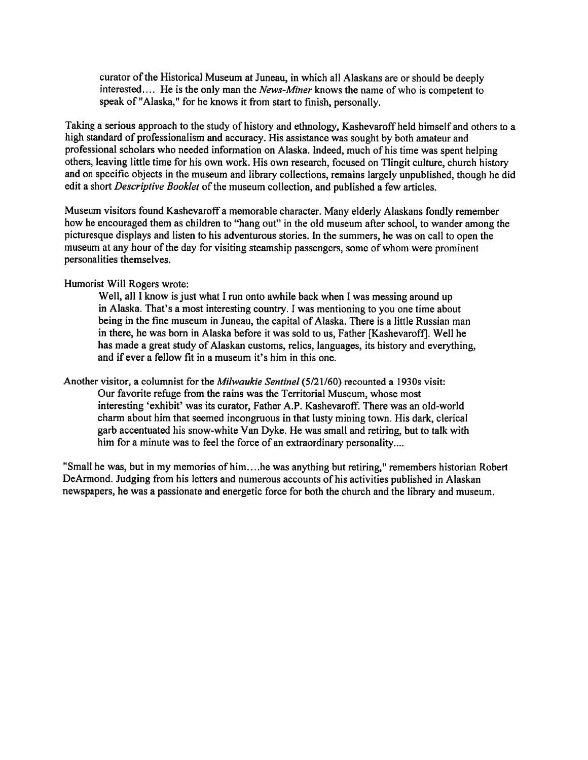> curator of the Historical Museum at Juneau, in which all Alaskans are or should be deeply interested.... He is the only man the *News-Miner* knows the name of who is competent to speak of "Alaska," for he knows it from start to finish, personally.

Taking a serious approach to the study of history and ethnology, Kashevaroff held himself and others to a high standard of professionalism and accuracy. His assistance was sought by both amateur and professional scholars who needed information on Alaska. Indeed, much of his time was spent helping others, leaving little time for his own work. His own research, focused on Tlingit culture, church history and on specific objects in the museum and library collections, remains largely unpublished, though he did edit a short *Descriptive Booklet* of the museum collection, and published a few articles.

Museum visitors found Kashevaroff a memorable character. Many elderly Alaskans fondly remember how he encouraged them as children to "hang out" in the old museum after school, to wander among the picturesque displays and listen to his adventurous stories. In the summers, he was on call to open the museum at any hour of the day for visiting steamship passengers, some of whom were prominent personalities themselves.

Humorist Will Rogers wrote:

> Well, all I know is just what I run onto awhile back when I was messing around up in Alaska. That's a most interesting country. I was mentioning to you one time about being in the fine museum in Juneau, the capital of Alaska. There is a little Russian man in there, he was born in Alaska before it was sold to us, Father [Kashevaroff]. Well he has made a great study of Alaskan customs, relics, languages, its history and everything, and if ever a fellow fit in a museum it's him in this one.

Another visitor, a columnist for the *Milwaukie Sentinel* (5/21/60) recounted a 1930s visit:

> Our favorite refuge from the rains was the Territorial Museum, whose most interesting 'exhibit' was its curator, Father A.P. Kashevaroff. There was an old-world charm about him that seemed incongruous in that lusty mining town. His dark, clerical garb accentuated his snow-white Van Dyke. He was small and retiring, but to talk with him for a minute was to feel the force of an extraordinary personality....

"Small he was, but in my memories of him....he was anything but retiring," remembers historian Robert DeArmond. Judging from his letters and numerous accounts of his activities published in Alaskan newspapers, he was a passionate and energetic force for both the church and the library and museum.